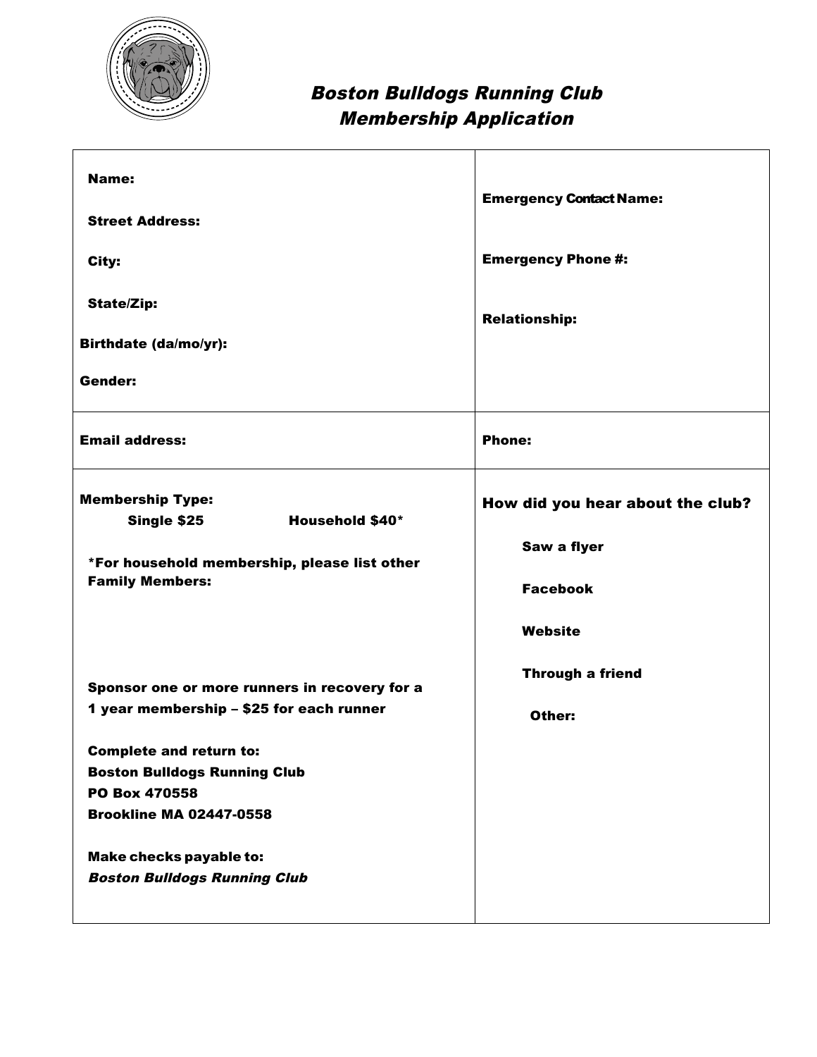# *Boston Bulldogs Running Club*
## *Membership Application*

| **Name:**<br><br>**Street Address:**<br><br>**City:**<br><br>**State/Zip:**<br><br>**Birthdate (da/mo/yr):**<br><br>**Gender:** | **Emergency Contact Name:**<br><br>**Emergency Phone #:**<br><br>**Relationship:** |
|---|---|
| **Email address:** | **Phone:** |
| **Membership Type:**<br>**Single $25** **Household $40***<br><br>***For household membership, please list other Family Members:**<br><br><br><br>**Sponsor one or more runners in recovery for a 1 year membership – $25 for each runner**<br><br>**Complete and return to:**<br>**Boston Bulldogs Running Club**<br>**PO Box 470558**<br>**Brookline MA 02447-0558**<br><br>**Make checks payable to:**<br>***Boston Bulldogs Running Club*** | **How did you hear about the club?**<br><br>**Saw a flyer**<br><br>**Facebook**<br><br>**Website**<br><br>**Through a friend**<br><br>**Other:** |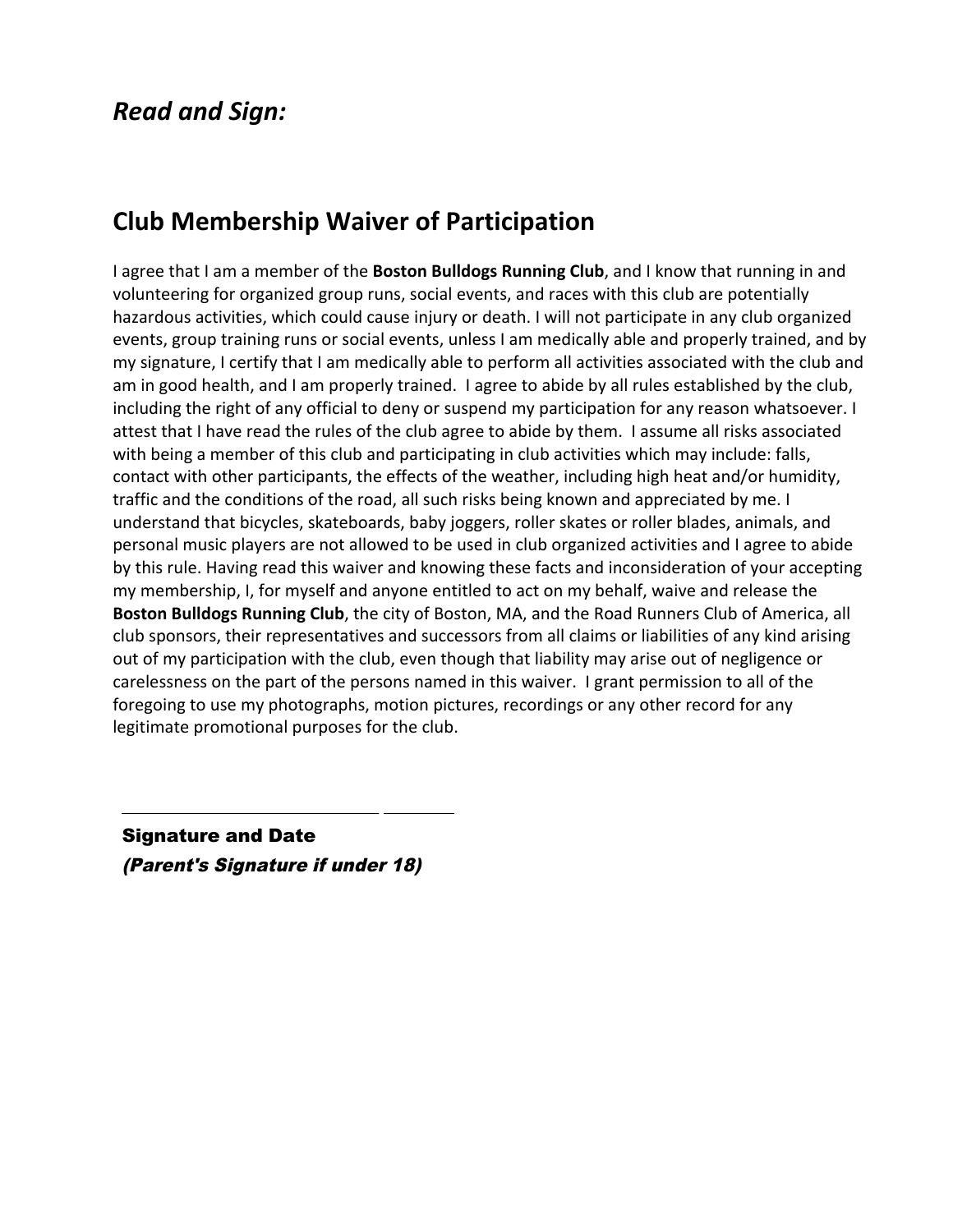*Read and Sign:*

## Club Membership Waiver of Participation

I agree that I am a member of the **Boston Bulldogs Running Club**, and I know that running in and volunteering for organized group runs, social events, and races with this club are potentially hazardous activities, which could cause injury or death. I will not participate in any club organized events, group training runs or social events, unless I am medically able and properly trained, and by my signature, I certify that I am medically able to perform all activities associated with the club and am in good health, and I am properly trained. I agree to abide by all rules established by the club, including the right of any official to deny or suspend my participation for any reason whatsoever. I attest that I have read the rules of the club agree to abide by them. I assume all risks associated with being a member of this club and participating in club activities which may include: falls, contact with other participants, the effects of the weather, including high heat and/or humidity, traffic and the conditions of the road, all such risks being known and appreciated by me. I understand that bicycles, skateboards, baby joggers, roller skates or roller blades, animals, and personal music players are not allowed to be used in club organized activities and I agree to abide by this rule. Having read this waiver and knowing these facts and inconsideration of your accepting my membership, I, for myself and anyone entitled to act on my behalf, waive and release the **Boston Bulldogs Running Club**, the city of Boston, MA, and the Road Runners Club of America, all club sponsors, their representatives and successors from all claims or liabilities of any kind arising out of my participation with the club, even though that liability may arise out of negligence or carelessness on the part of the persons named in this waiver. I grant permission to all of the foregoing to use my photographs, motion pictures, recordings or any other record for any legitimate promotional purposes for the club.

______________________________ ________

**Signature and Date**

***(Parent's Signature if under 18)***